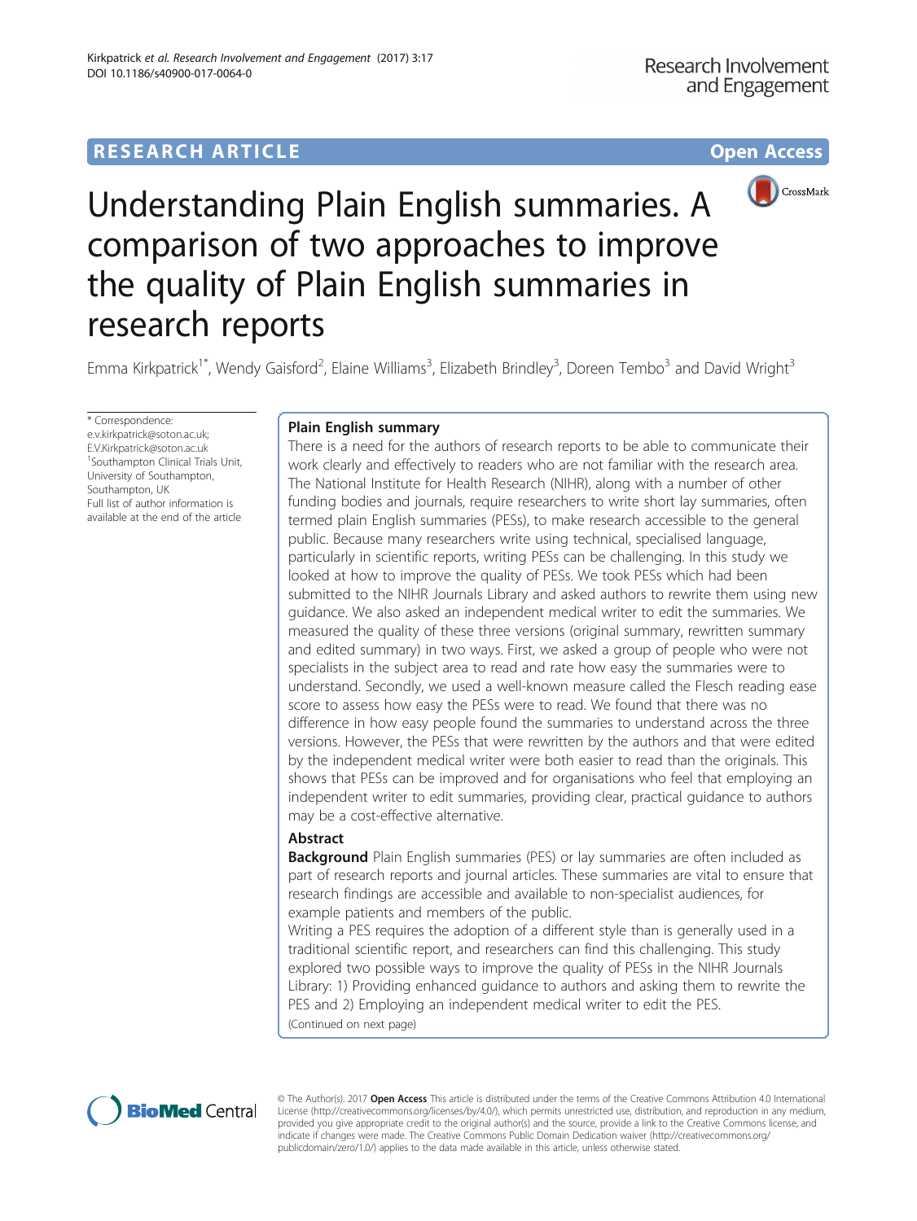# Understanding Plain English summaries. A comparison of two approaches to improve the quality of Plain English summaries in research reports

Emma Kirkpatrick[1*], Wendy Gaisford[2], Elaine Williams[3], Elizabeth Brindley[3], Doreen Tembo[3] and David Wright[3]

\* Correspondence: e.v.kirkpatrick@soton.ac.uk; E.V.Kirkpatrick@soton.ac.uk
[1]Southampton Clinical Trials Unit, University of Southampton, Southampton, UK
Full list of author information is available at the end of the article

## Plain English summary

There is a need for the authors of research reports to be able to communicate their work clearly and effectively to readers who are not familiar with the research area. The National Institute for Health Research (NIHR), along with a number of other funding bodies and journals, require researchers to write short lay summaries, often termed plain English summaries (PESs), to make research accessible to the general public. Because many researchers write using technical, specialised language, particularly in scientific reports, writing PESs can be challenging. In this study we looked at how to improve the quality of PESs. We took PESs which had been submitted to the NIHR Journals Library and asked authors to rewrite them using new guidance. We also asked an independent medical writer to edit the summaries. We measured the quality of these three versions (original summary, rewritten summary and edited summary) in two ways. First, we asked a group of people who were not specialists in the subject area to read and rate how easy the summaries were to understand. Secondly, we used a well-known measure called the Flesch reading ease score to assess how easy the PESs were to read. We found that there was no difference in how easy people found the summaries to understand across the three versions. However, the PESs that were rewritten by the authors and that were edited by the independent medical writer were both easier to read than the originals. This shows that PESs can be improved and for organisations who feel that employing an independent writer to edit summaries, providing clear, practical guidance to authors may be a cost-effective alternative.

## Abstract

**Background** Plain English summaries (PES) or lay summaries are often included as part of research reports and journal articles. These summaries are vital to ensure that research findings are accessible and available to non-specialist audiences, for example patients and members of the public.

Writing a PES requires the adoption of a different style than is generally used in a traditional scientific report, and researchers can find this challenging. This study explored two possible ways to improve the quality of PESs in the NIHR Journals Library: 1) Providing enhanced guidance to authors and asking them to rewrite the PES and 2) Employing an independent medical writer to edit the PES.

(Continued on next page)

© The Author(s). 2017 **Open Access** This article is distributed under the terms of the Creative Commons Attribution 4.0 International License (http://creativecommons.org/licenses/by/4.0/), which permits unrestricted use, distribution, and reproduction in any medium, provided you give appropriate credit to the original author(s) and the source, provide a link to the Creative Commons license, and indicate if changes were made. The Creative Commons Public Domain Dedication waiver (http://creativecommons.org/publicdomain/zero/1.0/) applies to the data made available in this article, unless otherwise stated.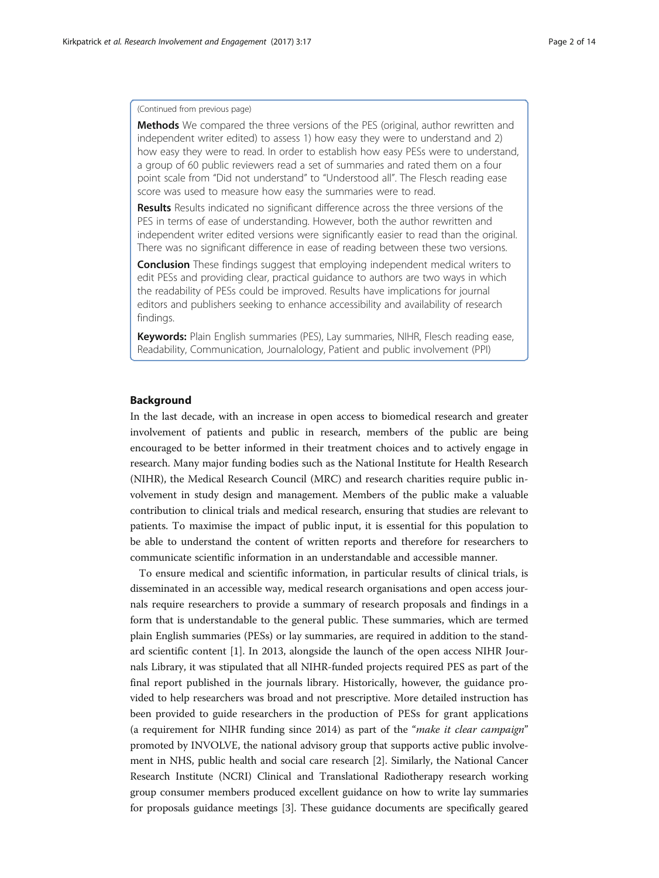(Continued from previous page)

**Methods** We compared the three versions of the PES (original, author rewritten and independent writer edited) to assess 1) how easy they were to understand and 2) how easy they were to read. In order to establish how easy PESs were to understand, a group of 60 public reviewers read a set of summaries and rated them on a four point scale from "Did not understand" to "Understood all". The Flesch reading ease score was used to measure how easy the summaries were to read.

**Results** Results indicated no significant difference across the three versions of the PES in terms of ease of understanding. However, both the author rewritten and independent writer edited versions were significantly easier to read than the original. There was no significant difference in ease of reading between these two versions.

**Conclusion** These findings suggest that employing independent medical writers to edit PESs and providing clear, practical guidance to authors are two ways in which the readability of PESs could be improved. Results have implications for journal editors and publishers seeking to enhance accessibility and availability of research findings.

**Keywords:** Plain English summaries (PES), Lay summaries, NIHR, Flesch reading ease, Readability, Communication, Journalology, Patient and public involvement (PPI)

## Background

In the last decade, with an increase in open access to biomedical research and greater involvement of patients and public in research, members of the public are being encouraged to be better informed in their treatment choices and to actively engage in research. Many major funding bodies such as the National Institute for Health Research (NIHR), the Medical Research Council (MRC) and research charities require public involvement in study design and management. Members of the public make a valuable contribution to clinical trials and medical research, ensuring that studies are relevant to patients. To maximise the impact of public input, it is essential for this population to be able to understand the content of written reports and therefore for researchers to communicate scientific information in an understandable and accessible manner.

To ensure medical and scientific information, in particular results of clinical trials, is disseminated in an accessible way, medical research organisations and open access journals require researchers to provide a summary of research proposals and findings in a form that is understandable to the general public. These summaries, which are termed plain English summaries (PESs) or lay summaries, are required in addition to the standard scientific content [1]. In 2013, alongside the launch of the open access NIHR Journals Library, it was stipulated that all NIHR-funded projects required PES as part of the final report published in the journals library. Historically, however, the guidance provided to help researchers was broad and not prescriptive. More detailed instruction has been provided to guide researchers in the production of PESs for grant applications (a requirement for NIHR funding since 2014) as part of the "*make it clear campaign*" promoted by INVOLVE, the national advisory group that supports active public involvement in NHS, public health and social care research [2]. Similarly, the National Cancer Research Institute (NCRI) Clinical and Translational Radiotherapy research working group consumer members produced excellent guidance on how to write lay summaries for proposals guidance meetings [3]. These guidance documents are specifically geared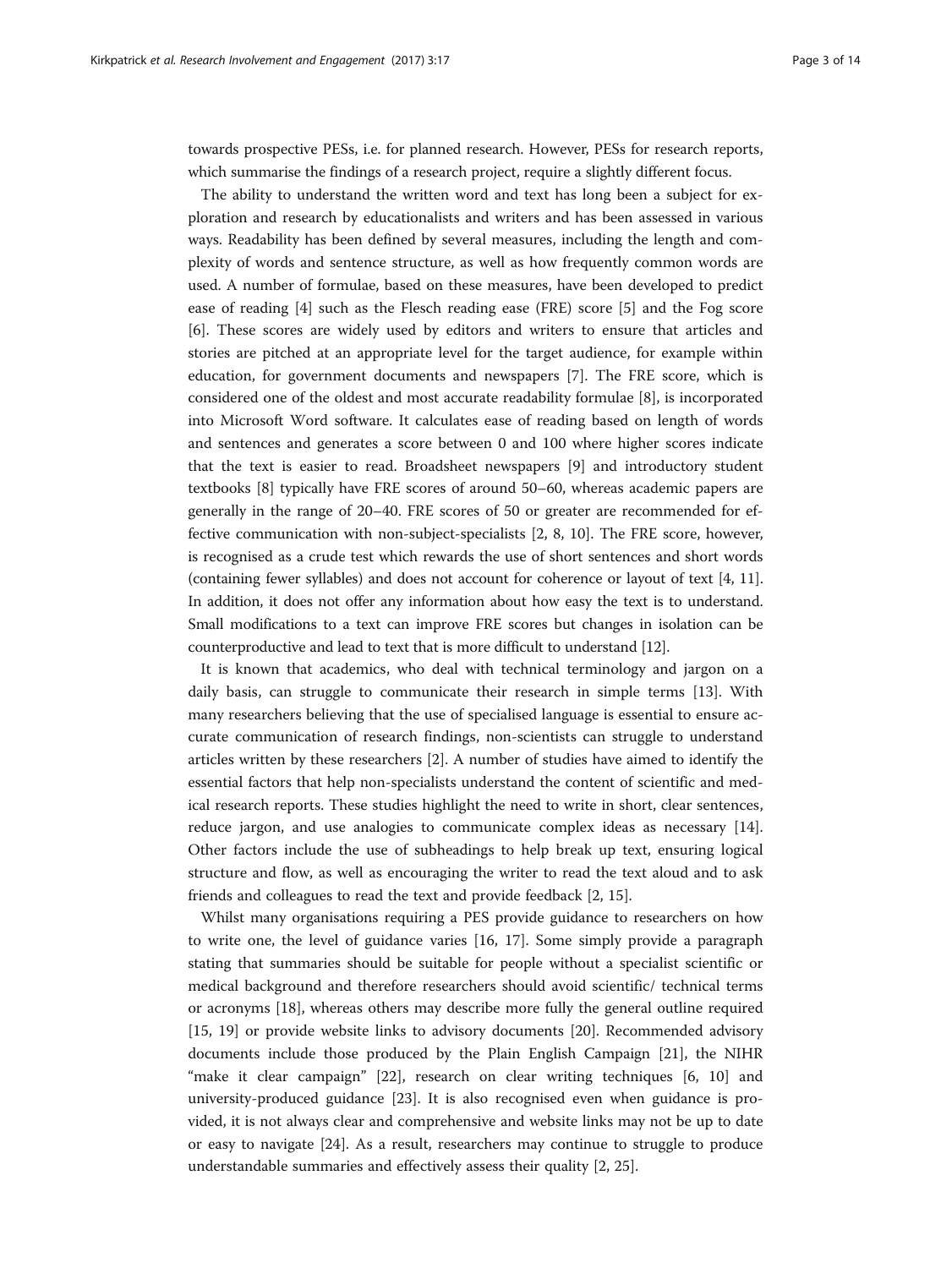towards prospective PESs, i.e. for planned research. However, PESs for research reports, which summarise the findings of a research project, require a slightly different focus.

The ability to understand the written word and text has long been a subject for exploration and research by educationalists and writers and has been assessed in various ways. Readability has been defined by several measures, including the length and complexity of words and sentence structure, as well as how frequently common words are used. A number of formulae, based on these measures, have been developed to predict ease of reading [4] such as the Flesch reading ease (FRE) score [5] and the Fog score [6]. These scores are widely used by editors and writers to ensure that articles and stories are pitched at an appropriate level for the target audience, for example within education, for government documents and newspapers [7]. The FRE score, which is considered one of the oldest and most accurate readability formulae [8], is incorporated into Microsoft Word software. It calculates ease of reading based on length of words and sentences and generates a score between 0 and 100 where higher scores indicate that the text is easier to read. Broadsheet newspapers [9] and introductory student textbooks [8] typically have FRE scores of around 50–60, whereas academic papers are generally in the range of 20–40. FRE scores of 50 or greater are recommended for effective communication with non-subject-specialists [2, 8, 10]. The FRE score, however, is recognised as a crude test which rewards the use of short sentences and short words (containing fewer syllables) and does not account for coherence or layout of text [4, 11]. In addition, it does not offer any information about how easy the text is to understand. Small modifications to a text can improve FRE scores but changes in isolation can be counterproductive and lead to text that is more difficult to understand [12].

It is known that academics, who deal with technical terminology and jargon on a daily basis, can struggle to communicate their research in simple terms [13]. With many researchers believing that the use of specialised language is essential to ensure accurate communication of research findings, non-scientists can struggle to understand articles written by these researchers [2]. A number of studies have aimed to identify the essential factors that help non-specialists understand the content of scientific and medical research reports. These studies highlight the need to write in short, clear sentences, reduce jargon, and use analogies to communicate complex ideas as necessary [14]. Other factors include the use of subheadings to help break up text, ensuring logical structure and flow, as well as encouraging the writer to read the text aloud and to ask friends and colleagues to read the text and provide feedback [2, 15].

Whilst many organisations requiring a PES provide guidance to researchers on how to write one, the level of guidance varies [16, 17]. Some simply provide a paragraph stating that summaries should be suitable for people without a specialist scientific or medical background and therefore researchers should avoid scientific/ technical terms or acronyms [18], whereas others may describe more fully the general outline required [15, 19] or provide website links to advisory documents [20]. Recommended advisory documents include those produced by the Plain English Campaign [21], the NIHR "make it clear campaign" [22], research on clear writing techniques [6, 10] and university-produced guidance [23]. It is also recognised even when guidance is provided, it is not always clear and comprehensive and website links may not be up to date or easy to navigate [24]. As a result, researchers may continue to struggle to produce understandable summaries and effectively assess their quality [2, 25].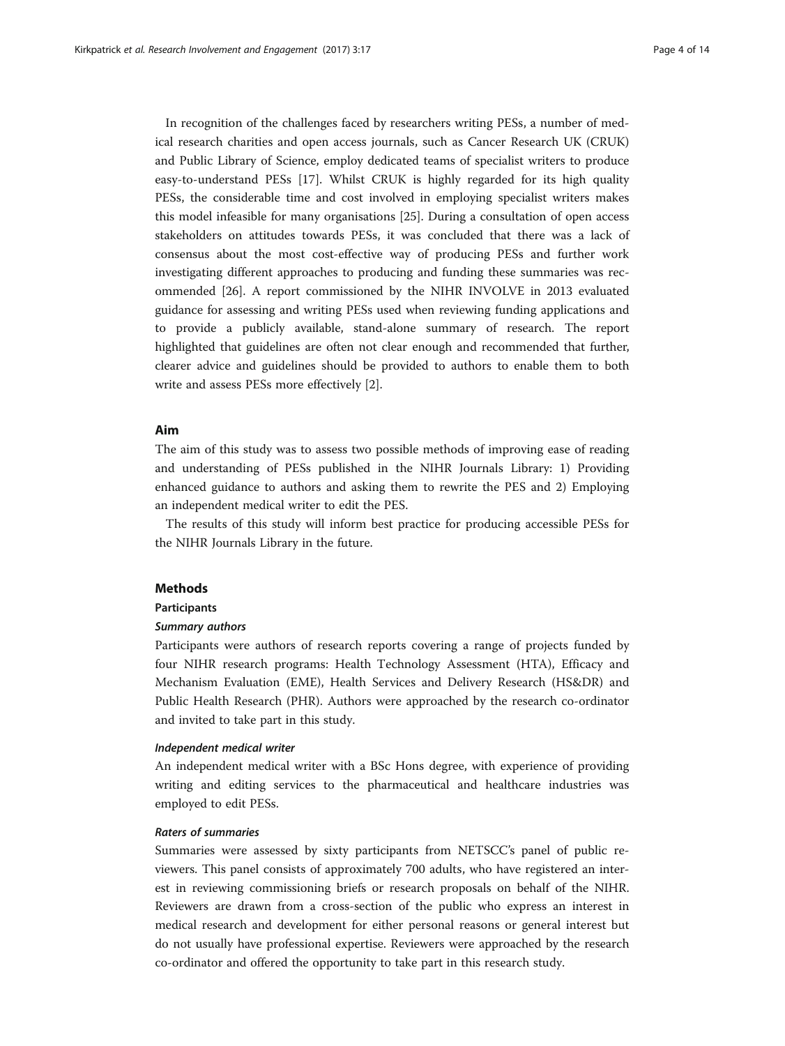In recognition of the challenges faced by researchers writing PESs, a number of medical research charities and open access journals, such as Cancer Research UK (CRUK) and Public Library of Science, employ dedicated teams of specialist writers to produce easy-to-understand PESs [17]. Whilst CRUK is highly regarded for its high quality PESs, the considerable time and cost involved in employing specialist writers makes this model infeasible for many organisations [25]. During a consultation of open access stakeholders on attitudes towards PESs, it was concluded that there was a lack of consensus about the most cost-effective way of producing PESs and further work investigating different approaches to producing and funding these summaries was recommended [26]. A report commissioned by the NIHR INVOLVE in 2013 evaluated guidance for assessing and writing PESs used when reviewing funding applications and to provide a publicly available, stand-alone summary of research. The report highlighted that guidelines are often not clear enough and recommended that further, clearer advice and guidelines should be provided to authors to enable them to both write and assess PESs more effectively [2].

## Aim

The aim of this study was to assess two possible methods of improving ease of reading and understanding of PESs published in the NIHR Journals Library: 1) Providing enhanced guidance to authors and asking them to rewrite the PES and 2) Employing an independent medical writer to edit the PES.

The results of this study will inform best practice for producing accessible PESs for the NIHR Journals Library in the future.

## Methods

### Participants

#### *Summary authors*

Participants were authors of research reports covering a range of projects funded by four NIHR research programs: Health Technology Assessment (HTA), Efficacy and Mechanism Evaluation (EME), Health Services and Delivery Research (HS&DR) and Public Health Research (PHR). Authors were approached by the research co-ordinator and invited to take part in this study.

#### *Independent medical writer*

An independent medical writer with a BSc Hons degree, with experience of providing writing and editing services to the pharmaceutical and healthcare industries was employed to edit PESs.

#### *Raters of summaries*

Summaries were assessed by sixty participants from NETSCC's panel of public reviewers. This panel consists of approximately 700 adults, who have registered an interest in reviewing commissioning briefs or research proposals on behalf of the NIHR. Reviewers are drawn from a cross-section of the public who express an interest in medical research and development for either personal reasons or general interest but do not usually have professional expertise. Reviewers were approached by the research co-ordinator and offered the opportunity to take part in this research study.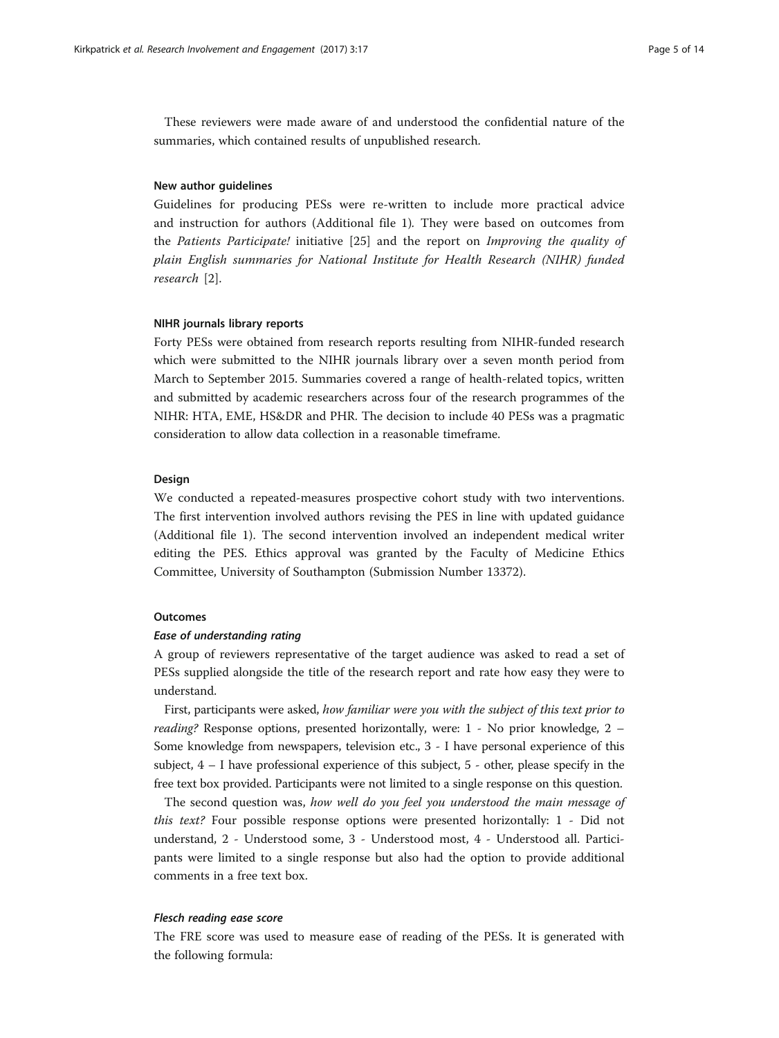These reviewers were made aware of and understood the confidential nature of the summaries, which contained results of unpublished research.

### New author guidelines

Guidelines for producing PESs were re-written to include more practical advice and instruction for authors (Additional file 1). They were based on outcomes from the *Patients Participate!* initiative [25] and the report on *Improving the quality of plain English summaries for National Institute for Health Research (NIHR) funded research* [2].

### NIHR journals library reports

Forty PESs were obtained from research reports resulting from NIHR-funded research which were submitted to the NIHR journals library over a seven month period from March to September 2015. Summaries covered a range of health-related topics, written and submitted by academic researchers across four of the research programmes of the NIHR: HTA, EME, HS&DR and PHR. The decision to include 40 PESs was a pragmatic consideration to allow data collection in a reasonable timeframe.

### Design

We conducted a repeated-measures prospective cohort study with two interventions. The first intervention involved authors revising the PES in line with updated guidance (Additional file 1). The second intervention involved an independent medical writer editing the PES. Ethics approval was granted by the Faculty of Medicine Ethics Committee, University of Southampton (Submission Number 13372).

### Outcomes

#### *Ease of understanding rating*

A group of reviewers representative of the target audience was asked to read a set of PESs supplied alongside the title of the research report and rate how easy they were to understand.

First, participants were asked, *how familiar were you with the subject of this text prior to reading?* Response options, presented horizontally, were: 1 - No prior knowledge, 2 – Some knowledge from newspapers, television etc., 3 - I have personal experience of this subject, 4 – I have professional experience of this subject, 5 - other, please specify in the free text box provided. Participants were not limited to a single response on this question.

The second question was, *how well do you feel you understood the main message of this text?* Four possible response options were presented horizontally: 1 - Did not understand, 2 - Understood some, 3 - Understood most, 4 - Understood all. Participants were limited to a single response but also had the option to provide additional comments in a free text box.

#### *Flesch reading ease score*

The FRE score was used to measure ease of reading of the PESs. It is generated with the following formula: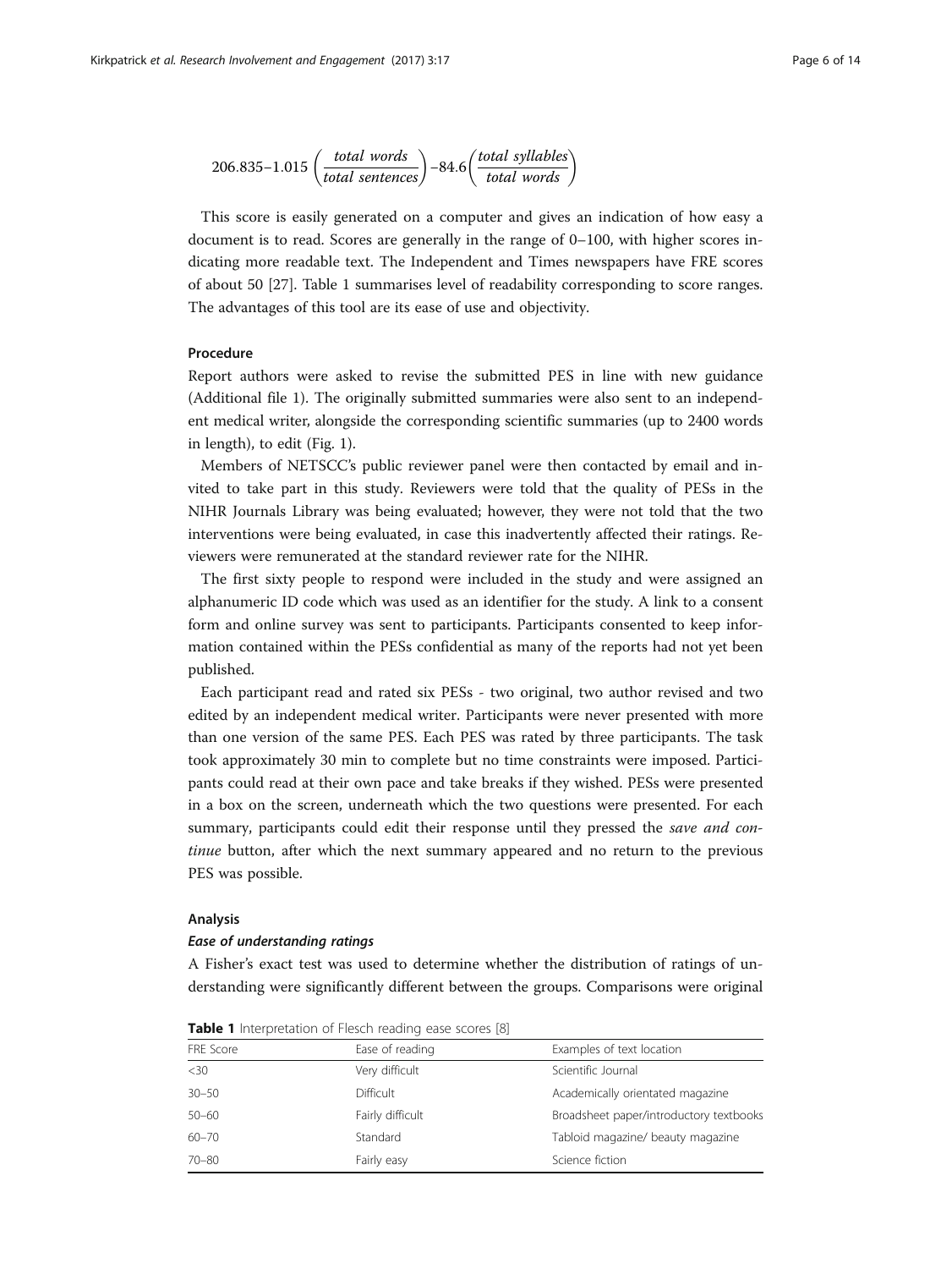$$206.835\text{–}1.015\left(\frac{total\ words}{total\ sentences}\right)\text{–}84.6\left(\frac{total\ syllables}{total\ words}\right)$$

This score is easily generated on a computer and gives an indication of how easy a document is to read. Scores are generally in the range of 0–100, with higher scores indicating more readable text. The Independent and Times newspapers have FRE scores of about 50 [27]. Table 1 summarises level of readability corresponding to score ranges. The advantages of this tool are its ease of use and objectivity.

#### Procedure

Report authors were asked to revise the submitted PES in line with new guidance (Additional file 1). The originally submitted summaries were also sent to an independent medical writer, alongside the corresponding scientific summaries (up to 2400 words in length), to edit (Fig. 1).

Members of NETSCC's public reviewer panel were then contacted by email and invited to take part in this study. Reviewers were told that the quality of PESs in the NIHR Journals Library was being evaluated; however, they were not told that the two interventions were being evaluated, in case this inadvertently affected their ratings. Reviewers were remunerated at the standard reviewer rate for the NIHR.

The first sixty people to respond were included in the study and were assigned an alphanumeric ID code which was used as an identifier for the study. A link to a consent form and online survey was sent to participants. Participants consented to keep information contained within the PESs confidential as many of the reports had not yet been published.

Each participant read and rated six PESs - two original, two author revised and two edited by an independent medical writer. Participants were never presented with more than one version of the same PES. Each PES was rated by three participants. The task took approximately 30 min to complete but no time constraints were imposed. Participants could read at their own pace and take breaks if they wished. PESs were presented in a box on the screen, underneath which the two questions were presented. For each summary, participants could edit their response until they pressed the *save and continue* button, after which the next summary appeared and no return to the previous PES was possible.

#### Analysis

##### *Ease of understanding ratings*

A Fisher's exact test was used to determine whether the distribution of ratings of understanding were significantly different between the groups. Comparisons were original

**Table 1** Interpretation of Flesch reading ease scores [8]

| FRE Score | Ease of reading | Examples of text location |
|---|---|---|
| <30 | Very difficult | Scientific Journal |
| 30–50 | Difficult | Academically orientated magazine |
| 50–60 | Fairly difficult | Broadsheet paper/introductory textbooks |
| 60–70 | Standard | Tabloid magazine/ beauty magazine |
| 70–80 | Fairly easy | Science fiction |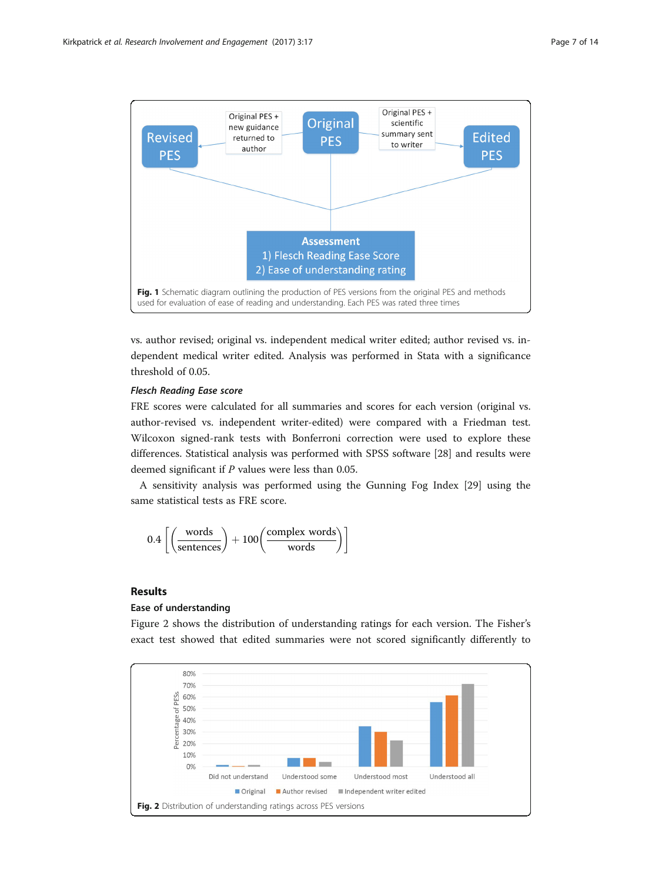Fig. 1 Schematic diagram outlining the production of PES versions from the original PES and methods used for evaluation of ease of reading and understanding. Each PES was rated three times

vs. author revised; original vs. independent medical writer edited; author revised vs. independent medical writer edited. Analysis was performed in Stata with a significance threshold of 0.05.

### *Flesch Reading Ease score*

FRE scores were calculated for all summaries and scores for each version (original vs. author-revised vs. independent writer-edited) were compared with a Friedman test. Wilcoxon signed-rank tests with Bonferroni correction were used to explore these differences. Statistical analysis was performed with SPSS software [28] and results were deemed significant if $P$ values were less than 0.05.

A sensitivity analysis was performed using the Gunning Fog Index [29] using the same statistical tests as FRE score.

$$0.4\left[\left(\frac{\text{words}}{\text{sentences}}\right)+100\left(\frac{\text{complex words}}{\text{words}}\right)\right]$$

## Results

### Ease of understanding

Figure 2 shows the distribution of understanding ratings for each version. The Fisher's exact test showed that edited summaries were not scored significantly differently to

Fig. 2 Distribution of understanding ratings across PES versions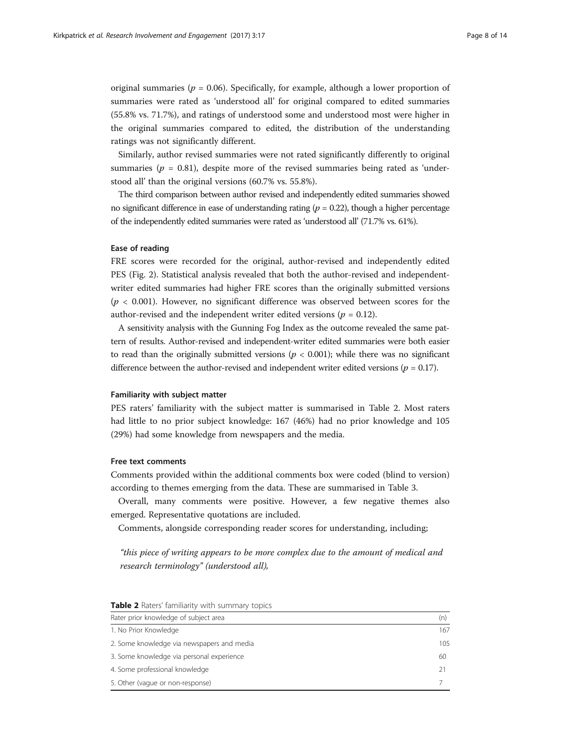original summaries ($p$ = 0.06). Specifically, for example, although a lower proportion of summaries were rated as 'understood all' for original compared to edited summaries (55.8% vs. 71.7%), and ratings of understood some and understood most were higher in the original summaries compared to edited, the distribution of the understanding ratings was not significantly different.

Similarly, author revised summaries were not rated significantly differently to original summaries ($p$ = 0.81), despite more of the revised summaries being rated as 'understood all' than the original versions (60.7% vs. 55.8%).

The third comparison between author revised and independently edited summaries showed no significant difference in ease of understanding rating ($p$ = 0.22), though a higher percentage of the independently edited summaries were rated as 'understood all' (71.7% vs. 61%).

#### Ease of reading

FRE scores were recorded for the original, author-revised and independently edited PES (Fig. 2). Statistical analysis revealed that both the author-revised and independent-writer edited summaries had higher FRE scores than the originally submitted versions ($p$ < 0.001). However, no significant difference was observed between scores for the author-revised and the independent writer edited versions ($p$ = 0.12).

A sensitivity analysis with the Gunning Fog Index as the outcome revealed the same pattern of results. Author-revised and independent-writer edited summaries were both easier to read than the originally submitted versions ($p$ < 0.001); while there was no significant difference between the author-revised and independent writer edited versions ($p$ = 0.17).

#### Familiarity with subject matter

PES raters' familiarity with the subject matter is summarised in Table 2. Most raters had little to no prior subject knowledge: 167 (46%) had no prior knowledge and 105 (29%) had some knowledge from newspapers and the media.

#### Free text comments

Comments provided within the additional comments box were coded (blind to version) according to themes emerging from the data. These are summarised in Table 3.

Overall, many comments were positive. However, a few negative themes also emerged. Representative quotations are included.

Comments, alongside corresponding reader scores for understanding, including;

*"this piece of writing appears to be more complex due to the amount of medical and research terminology" (understood all),*

**Table 2** Raters' familiarity with summary topics

| Rater prior knowledge of subject area | (n) |
|---|---|
| 1. No Prior Knowledge | 167 |
| 2. Some knowledge via newspapers and media | 105 |
| 3. Some knowledge via personal experience | 60 |
| 4. Some professional knowledge | 21 |
| 5. Other (vague or non-response) | 7 |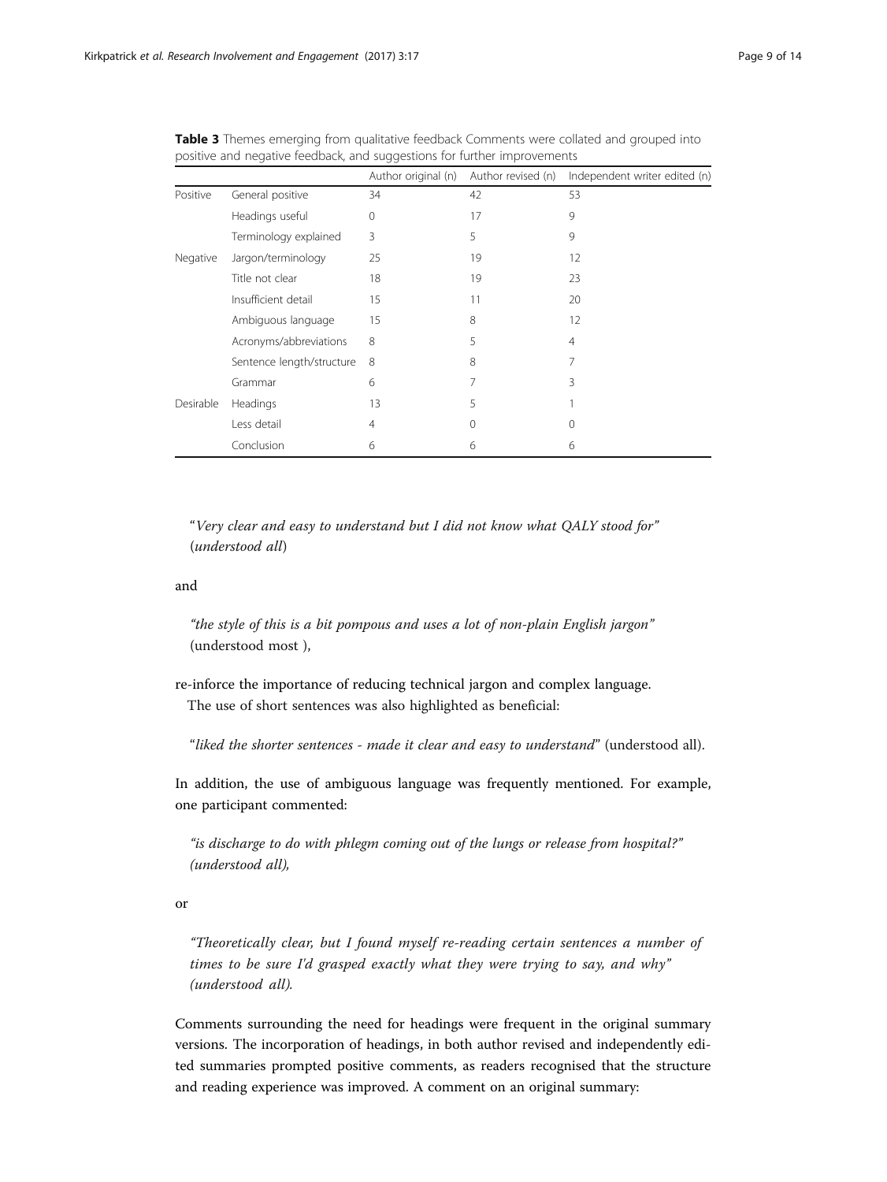**Table 3** Themes emerging from qualitative feedback Comments were collated and grouped into positive and negative feedback, and suggestions for further improvements

| | | Author original (n) | Author revised (n) | Independent writer edited (n) |
|---|---|---|---|---|
| Positive | General positive | 34 | 42 | 53 |
| | Headings useful | 0 | 17 | 9 |
| | Terminology explained | 3 | 5 | 9 |
| Negative | Jargon/terminology | 25 | 19 | 12 |
| | Title not clear | 18 | 19 | 23 |
| | Insufficient detail | 15 | 11 | 20 |
| | Ambiguous language | 15 | 8 | 12 |
| | Acronyms/abbreviations | 8 | 5 | 4 |
| | Sentence length/structure | 8 | 8 | 7 |
| | Grammar | 6 | 7 | 3 |
| Desirable | Headings | 13 | 5 | 1 |
| | Less detail | 4 | 0 | 0 |
| | Conclusion | 6 | 6 | 6 |

> "*Very clear and easy to understand but I did not know what QALY stood for*" (*understood all*)

and

> *"the style of this is a bit pompous and uses a lot of non-plain English jargon"* (understood most ),

re-inforce the importance of reducing technical jargon and complex language.

The use of short sentences was also highlighted as beneficial:

> "*liked the shorter sentences - made it clear and easy to understand*" (understood all).

In addition, the use of ambiguous language was frequently mentioned. For example, one participant commented:

> *"is discharge to do with phlegm coming out of the lungs or release from hospital?" (understood all),*

or

> *"Theoretically clear, but I found myself re-reading certain sentences a number of times to be sure I'd grasped exactly what they were trying to say, and why" (understood all).*

Comments surrounding the need for headings were frequent in the original summary versions. The incorporation of headings, in both author revised and independently edited summaries prompted positive comments, as readers recognised that the structure and reading experience was improved. A comment on an original summary: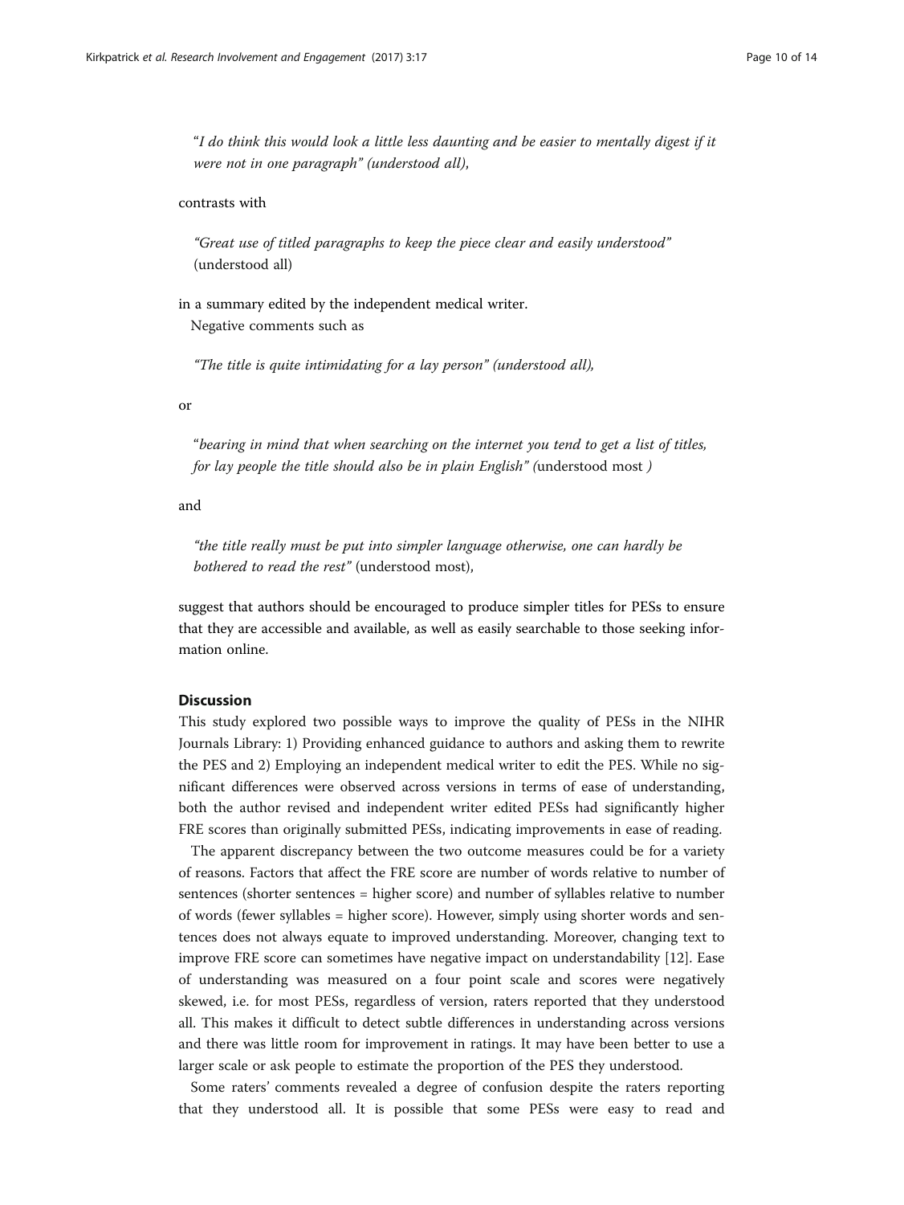"*I do think this would look a little less daunting and be easier to mentally digest if it were not in one paragraph" (understood all)*,

contrasts with

*"Great use of titled paragraphs to keep the piece clear and easily understood"* (understood all)

in a summary edited by the independent medical writer.

Negative comments such as

*"The title is quite intimidating for a lay person" (understood all),*

or

"*bearing in mind that when searching on the internet you tend to get a list of titles, for lay people the title should also be in plain English" (*understood most *)*

and

*"the title really must be put into simpler language otherwise, one can hardly be bothered to read the rest"* (understood most),

suggest that authors should be encouraged to produce simpler titles for PESs to ensure that they are accessible and available, as well as easily searchable to those seeking information online.

## Discussion

This study explored two possible ways to improve the quality of PESs in the NIHR Journals Library: 1) Providing enhanced guidance to authors and asking them to rewrite the PES and 2) Employing an independent medical writer to edit the PES. While no significant differences were observed across versions in terms of ease of understanding, both the author revised and independent writer edited PESs had significantly higher FRE scores than originally submitted PESs, indicating improvements in ease of reading.

The apparent discrepancy between the two outcome measures could be for a variety of reasons. Factors that affect the FRE score are number of words relative to number of sentences (shorter sentences = higher score) and number of syllables relative to number of words (fewer syllables = higher score). However, simply using shorter words and sentences does not always equate to improved understanding. Moreover, changing text to improve FRE score can sometimes have negative impact on understandability [12]. Ease of understanding was measured on a four point scale and scores were negatively skewed, i.e. for most PESs, regardless of version, raters reported that they understood all. This makes it difficult to detect subtle differences in understanding across versions and there was little room for improvement in ratings. It may have been better to use a larger scale or ask people to estimate the proportion of the PES they understood.

Some raters' comments revealed a degree of confusion despite the raters reporting that they understood all. It is possible that some PESs were easy to read and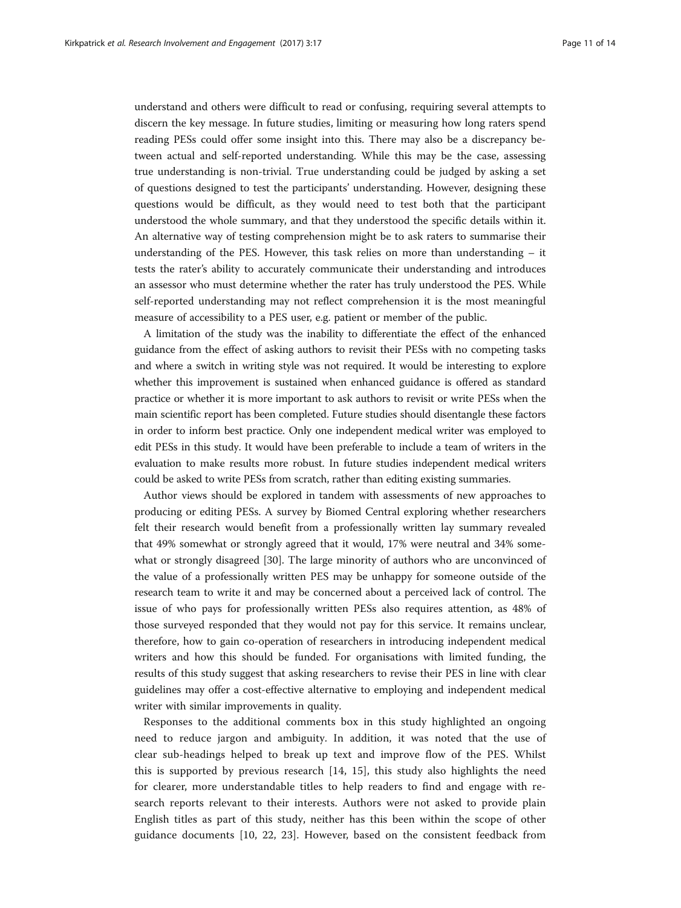understand and others were difficult to read or confusing, requiring several attempts to discern the key message. In future studies, limiting or measuring how long raters spend reading PESs could offer some insight into this. There may also be a discrepancy between actual and self-reported understanding. While this may be the case, assessing true understanding is non-trivial. True understanding could be judged by asking a set of questions designed to test the participants' understanding. However, designing these questions would be difficult, as they would need to test both that the participant understood the whole summary, and that they understood the specific details within it. An alternative way of testing comprehension might be to ask raters to summarise their understanding of the PES. However, this task relies on more than understanding – it tests the rater's ability to accurately communicate their understanding and introduces an assessor who must determine whether the rater has truly understood the PES. While self-reported understanding may not reflect comprehension it is the most meaningful measure of accessibility to a PES user, e.g. patient or member of the public.

A limitation of the study was the inability to differentiate the effect of the enhanced guidance from the effect of asking authors to revisit their PESs with no competing tasks and where a switch in writing style was not required. It would be interesting to explore whether this improvement is sustained when enhanced guidance is offered as standard practice or whether it is more important to ask authors to revisit or write PESs when the main scientific report has been completed. Future studies should disentangle these factors in order to inform best practice. Only one independent medical writer was employed to edit PESs in this study. It would have been preferable to include a team of writers in the evaluation to make results more robust. In future studies independent medical writers could be asked to write PESs from scratch, rather than editing existing summaries.

Author views should be explored in tandem with assessments of new approaches to producing or editing PESs. A survey by Biomed Central exploring whether researchers felt their research would benefit from a professionally written lay summary revealed that 49% somewhat or strongly agreed that it would, 17% were neutral and 34% somewhat or strongly disagreed [30]. The large minority of authors who are unconvinced of the value of a professionally written PES may be unhappy for someone outside of the research team to write it and may be concerned about a perceived lack of control. The issue of who pays for professionally written PESs also requires attention, as 48% of those surveyed responded that they would not pay for this service. It remains unclear, therefore, how to gain co-operation of researchers in introducing independent medical writers and how this should be funded. For organisations with limited funding, the results of this study suggest that asking researchers to revise their PES in line with clear guidelines may offer a cost-effective alternative to employing and independent medical writer with similar improvements in quality.

Responses to the additional comments box in this study highlighted an ongoing need to reduce jargon and ambiguity. In addition, it was noted that the use of clear sub-headings helped to break up text and improve flow of the PES. Whilst this is supported by previous research [14, 15], this study also highlights the need for clearer, more understandable titles to help readers to find and engage with research reports relevant to their interests. Authors were not asked to provide plain English titles as part of this study, neither has this been within the scope of other guidance documents [10, 22, 23]. However, based on the consistent feedback from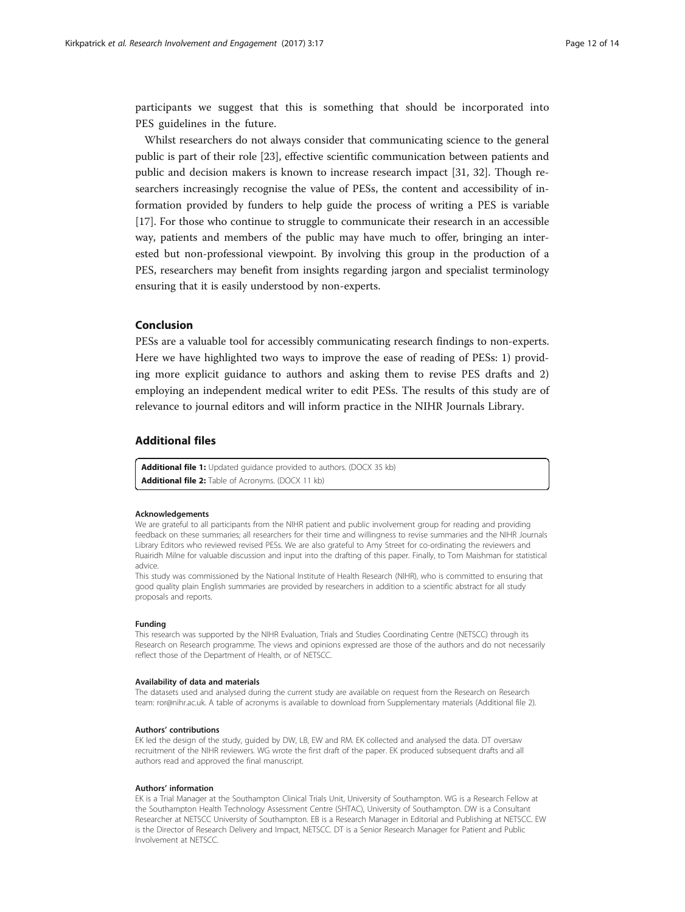participants we suggest that this is something that should be incorporated into PES guidelines in the future.

Whilst researchers do not always consider that communicating science to the general public is part of their role [23], effective scientific communication between patients and public and decision makers is known to increase research impact [31, 32]. Though researchers increasingly recognise the value of PESs, the content and accessibility of information provided by funders to help guide the process of writing a PES is variable [17]. For those who continue to struggle to communicate their research in an accessible way, patients and members of the public may have much to offer, bringing an interested but non-professional viewpoint. By involving this group in the production of a PES, researchers may benefit from insights regarding jargon and specialist terminology ensuring that it is easily understood by non-experts.

## Conclusion

PESs are a valuable tool for accessibly communicating research findings to non-experts. Here we have highlighted two ways to improve the ease of reading of PESs: 1) providing more explicit guidance to authors and asking them to revise PES drafts and 2) employing an independent medical writer to edit PESs. The results of this study are of relevance to journal editors and will inform practice in the NIHR Journals Library.

## Additional files

**Additional file 1:** Updated guidance provided to authors. (DOCX 35 kb)
**Additional file 2:** Table of Acronyms. (DOCX 11 kb)

#### Acknowledgements

We are grateful to all participants from the NIHR patient and public involvement group for reading and providing feedback on these summaries; all researchers for their time and willingness to revise summaries and the NIHR Journals Library Editors who reviewed revised PESs. We are also grateful to Amy Street for co-ordinating the reviewers and Ruairidh Milne for valuable discussion and input into the drafting of this paper. Finally, to Tom Maishman for statistical advice.

This study was commissioned by the National Institute of Health Research (NIHR), who is committed to ensuring that good quality plain English summaries are provided by researchers in addition to a scientific abstract for all study proposals and reports.

#### Funding

This research was supported by the NIHR Evaluation, Trials and Studies Coordinating Centre (NETSCC) through its Research on Research programme. The views and opinions expressed are those of the authors and do not necessarily reflect those of the Department of Health, or of NETSCC.

#### Availability of data and materials

The datasets used and analysed during the current study are available on request from the Research on Research team: ror@nihr.ac.uk. A table of acronyms is available to download from Supplementary materials (Additional file 2).

#### Authors' contributions

EK led the design of the study, guided by DW, LB, EW and RM. EK collected and analysed the data. DT oversaw recruitment of the NIHR reviewers. WG wrote the first draft of the paper. EK produced subsequent drafts and all authors read and approved the final manuscript.

#### Authors' information

EK is a Trial Manager at the Southampton Clinical Trials Unit, University of Southampton. WG is a Research Fellow at the Southampton Health Technology Assessment Centre (SHTAC), University of Southampton. DW is a Consultant Researcher at NETSCC University of Southampton. EB is a Research Manager in Editorial and Publishing at NETSCC. EW is the Director of Research Delivery and Impact, NETSCC. DT is a Senior Research Manager for Patient and Public Involvement at NETSCC.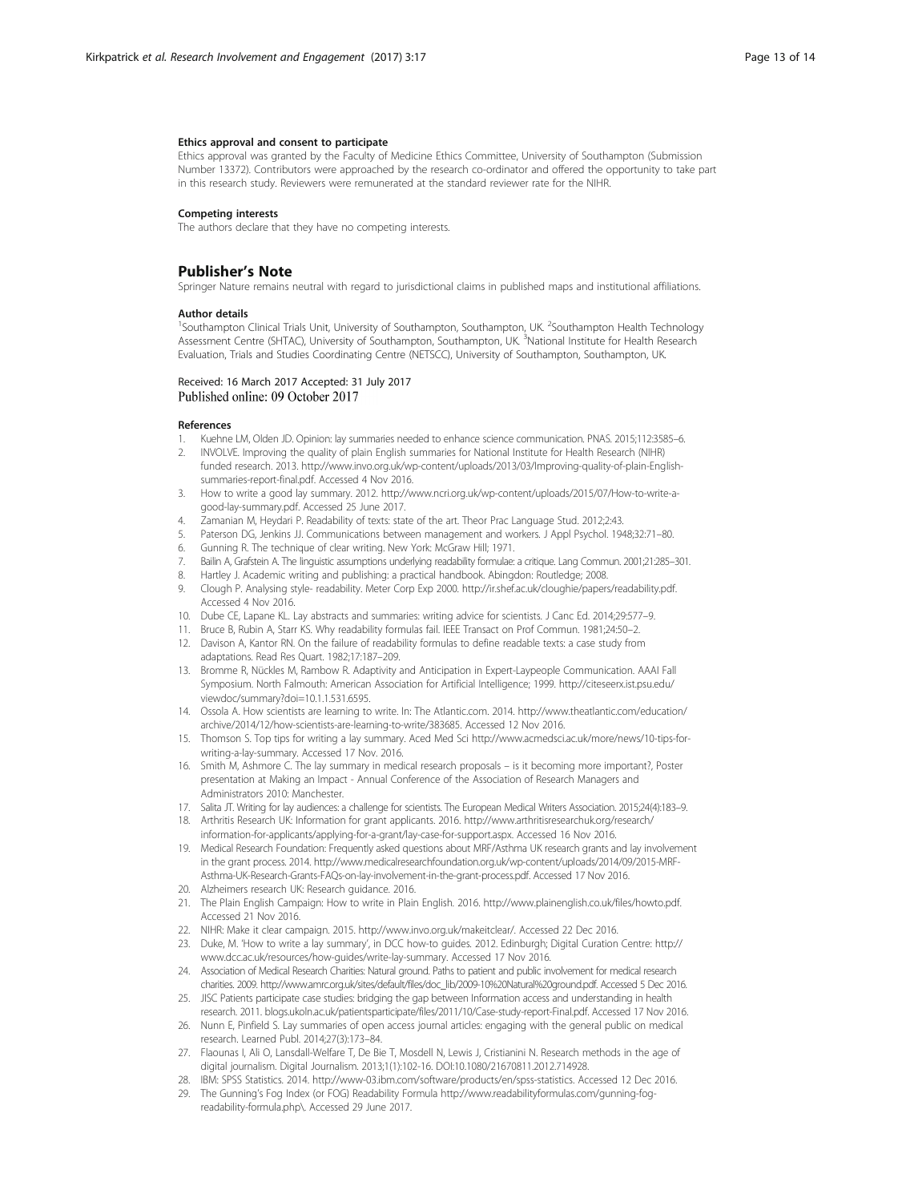#### Ethics approval and consent to participate

Ethics approval was granted by the Faculty of Medicine Ethics Committee, University of Southampton (Submission Number 13372). Contributors were approached by the research co-ordinator and offered the opportunity to take part in this research study. Reviewers were remunerated at the standard reviewer rate for the NIHR.

#### Competing interests

The authors declare that they have no competing interests.

## Publisher's Note

Springer Nature remains neutral with regard to jurisdictional claims in published maps and institutional affiliations.

#### Author details

[1]Southampton Clinical Trials Unit, University of Southampton, Southampton, UK. [2]Southampton Health Technology Assessment Centre (SHTAC), University of Southampton, Southampton, UK. [3]National Institute for Health Research Evaluation, Trials and Studies Coordinating Centre (NETSCC), University of Southampton, Southampton, UK.

Received: 16 March 2017 Accepted: 31 July 2017
Published online: 09 October 2017

#### References

1. Kuehne LM, Olden JD. Opinion: lay summaries needed to enhance science communication. PNAS. 2015;112:3585–6.
2. INVOLVE. Improving the quality of plain English summaries for National Institute for Health Research (NIHR) funded research. 2013. http://www.invo.org.uk/wp-content/uploads/2013/03/Improving-quality-of-plain-English-summaries-report-final.pdf. Accessed 4 Nov 2016.
3. How to write a good lay summary. 2012. http://www.ncri.org.uk/wp-content/uploads/2015/07/How-to-write-a-good-lay-summary.pdf. Accessed 25 June 2017.
4. Zamanian M, Heydari P. Readability of texts: state of the art. Theor Prac Language Stud. 2012;2:43.
5. Paterson DG, Jenkins JJ. Communications between management and workers. J Appl Psychol. 1948;32:71–80.
6. Gunning R. The technique of clear writing. New York: McGraw Hill; 1971.
7. Bailin A, Grafstein A. The linguistic assumptions underlying readability formulae: a critique. Lang Commun. 2001;21:285–301.
8. Hartley J. Academic writing and publishing: a practical handbook. Abingdon: Routledge; 2008.
9. Clough P. Analysing style- readability. Meter Corp Exp 2000. http://ir.shef.ac.uk/cloughie/papers/readability.pdf. Accessed 4 Nov 2016.
10. Dube CE, Lapane KL. Lay abstracts and summaries: writing advice for scientists. J Canc Ed. 2014;29:577–9.
11. Bruce B, Rubin A, Starr KS. Why readability formulas fail. IEEE Transact on Prof Commun. 1981;24:50–2.
12. Davison A, Kantor RN. On the failure of readability formulas to define readable texts: a case study from adaptations. Read Res Quart. 1982;17:187–209.
13. Bromme R, Nückles M, Rambow R. Adaptivity and Anticipation in Expert-Laypeople Communication. AAAI Fall Symposium. North Falmouth: American Association for Artificial Intelligence; 1999. http://citeseerx.ist.psu.edu/viewdoc/summary?doi=10.1.1.531.6595.
14. Ossola A. How scientists are learning to write. In: The Atlantic.com. 2014. http://www.theatlantic.com/education/archive/2014/12/how-scientists-are-learning-to-write/383685. Accessed 12 Nov 2016.
15. Thomson S. Top tips for writing a lay summary. Aced Med Sci http://www.acmedsci.ac.uk/more/news/10-tips-for-writing-a-lay-summary. Accessed 17 Nov. 2016.
16. Smith M, Ashmore C. The lay summary in medical research proposals – is it becoming more important?, Poster presentation at Making an Impact - Annual Conference of the Association of Research Managers and Administrators 2010: Manchester.
17. Salita JT. Writing for lay audiences: a challenge for scientists. The European Medical Writers Association. 2015;24(4):183–9.
18. Arthritis Research UK: Information for grant applicants. 2016. http://www.arthritisresearchuk.org/research/information-for-applicants/applying-for-a-grant/lay-case-for-support.aspx. Accessed 16 Nov 2016.
19. Medical Research Foundation: Frequently asked questions about MRF/Asthma UK research grants and lay involvement in the grant process. 2014. http://www.medicalresearchfoundation.org.uk/wp-content/uploads/2014/09/2015-MRF-Asthma-UK-Research-Grants-FAQs-on-lay-involvement-in-the-grant-process.pdf. Accessed 17 Nov 2016.
20. Alzheimers research UK: Research guidance. 2016.
21. The Plain English Campaign: How to write in Plain English. 2016. http://www.plainenglish.co.uk/files/howto.pdf. Accessed 21 Nov 2016.
22. NIHR: Make it clear campaign. 2015. http://www.invo.org.uk/makeitclear/. Accessed 22 Dec 2016.
23. Duke, M. 'How to write a lay summary', in DCC how-to guides. 2012. Edinburgh; Digital Curation Centre: http://www.dcc.ac.uk/resources/how-guides/write-lay-summary. Accessed 17 Nov 2016.
24. Association of Medical Research Charities: Natural ground. Paths to patient and public involvement for medical research charities. 2009. http://www.amrc.org.uk/sites/default/files/doc_lib/2009-10%20Natural%20ground.pdf. Accessed 5 Dec 2016.
25. JISC Patients participate case studies: bridging the gap between Information access and understanding in health research. 2011. blogs.ukoln.ac.uk/patientsparticipate/files/2011/10/Case-study-report-Final.pdf. Accessed 17 Nov 2016.
26. Nunn E, Pinfield S. Lay summaries of open access journal articles: engaging with the general public on medical research. Learned Publ. 2014;27(3):173–84.
27. Flaounas I, Ali O, Lansdall-Welfare T, De Bie T, Mosdell N, Lewis J, Cristianini N. Research methods in the age of digital journalism. Digital Journalism. 2013;1(1):102-16. DOI:10.1080/21670811.2012.714928.
28. IBM: SPSS Statistics. 2014. http://www-03.ibm.com/software/products/en/spss-statistics. Accessed 12 Dec 2016.
29. The Gunning's Fog Index (or FOG) Readability Formula http://www.readabilityformulas.com/gunning-fog-readability-formula.php\. Accessed 29 June 2017.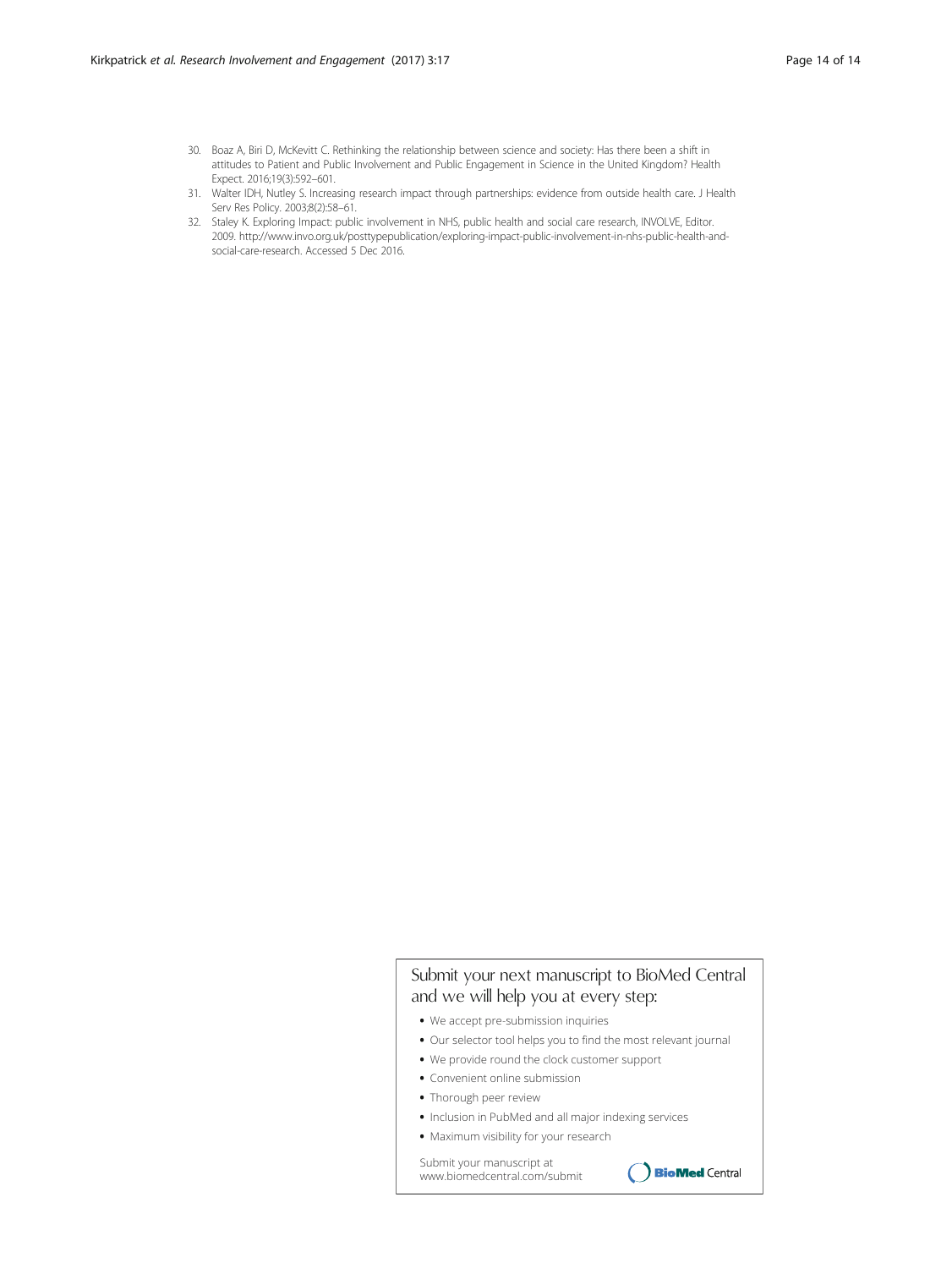30. Boaz A, Biri D, McKevitt C. Rethinking the relationship between science and society: Has there been a shift in attitudes to Patient and Public Involvement and Public Engagement in Science in the United Kingdom? Health Expect. 2016;19(3):592–601.
31. Walter IDH, Nutley S. Increasing research impact through partnerships: evidence from outside health care. J Health Serv Res Policy. 2003;8(2):58–61.
32. Staley K. Exploring Impact: public involvement in NHS, public health and social care research, INVOLVE, Editor. 2009. http://www.invo.org.uk/posttypepublication/exploring-impact-public-involvement-in-nhs-public-health-and-social-care-research. Accessed 5 Dec 2016.

Submit your next manuscript to BioMed Central and we will help you at every step:

- We accept pre-submission inquiries
- Our selector tool helps you to find the most relevant journal
- We provide round the clock customer support
- Convenient online submission
- Thorough peer review
- Inclusion in PubMed and all major indexing services
- Maximum visibility for your research

Submit your manuscript at
www.biomedcentral.com/submit

BioMed Central